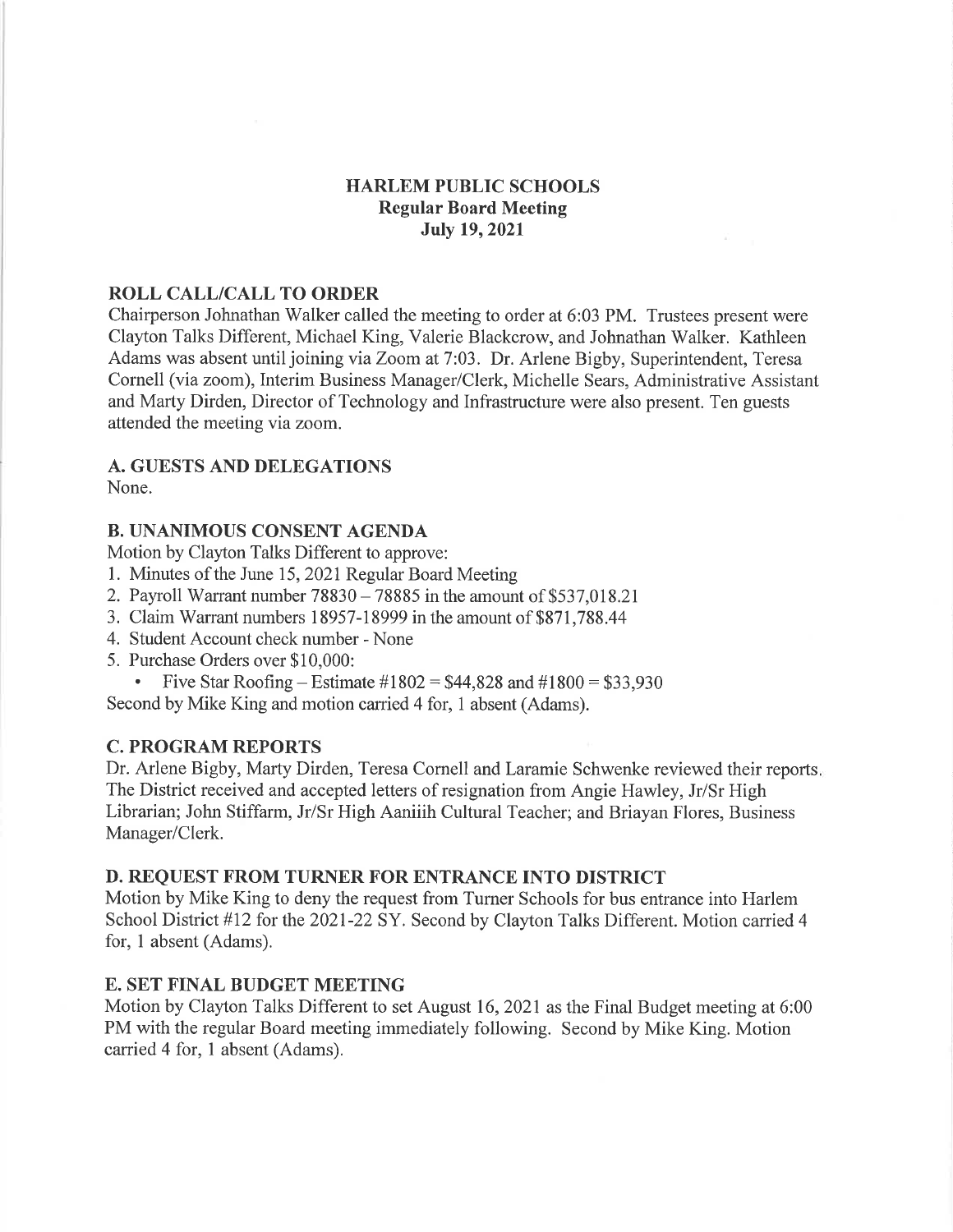# HARLEM PUBLIC SCHOOLS
## Regular Board Meeting
## July 19, 2021

### ROLL CALL/CALL TO ORDER

Chairperson Johnathan Walker called the meeting to order at 6:03 PM. Trustees present were Clayton Talks Different, Michael King, Valerie Blackcrow, and Johnathan Walker. Kathleen Adams was absent until joining via Zoom at 7:03. Dr. Arlene Bigby, Superintendent, Teresa Cornell (via zoom), Interim Business Manager/Clerk, Michelle Sears, Administrative Assistant and Marty Dirden, Director of Technology and Infrastructure were also present. Ten guests attended the meeting via zoom.

### A. GUESTS AND DELEGATIONS

None.

### B. UNANIMOUS CONSENT AGENDA

Motion by Clayton Talks Different to approve:

1. Minutes of the June 15, 2021 Regular Board Meeting
2. Payroll Warrant number 78830 – 78885 in the amount of $537,018.21
3. Claim Warrant numbers 18957-18999 in the amount of $871,788.44
4. Student Account check number - None
5. Purchase Orders over $10,000:
   - Five Star Roofing – Estimate #1802 = $44,828 and #1800 = $33,930

Second by Mike King and motion carried 4 for, 1 absent (Adams).

### C. PROGRAM REPORTS

Dr. Arlene Bigby, Marty Dirden, Teresa Cornell and Laramie Schwenke reviewed their reports. The District received and accepted letters of resignation from Angie Hawley, Jr/Sr High Librarian; John Stiffarm, Jr/Sr High Aaniiih Cultural Teacher; and Briayan Flores, Business Manager/Clerk.

### D. REQUEST FROM TURNER FOR ENTRANCE INTO DISTRICT

Motion by Mike King to deny the request from Turner Schools for bus entrance into Harlem School District #12 for the 2021-22 SY. Second by Clayton Talks Different. Motion carried 4 for, 1 absent (Adams).

### E. SET FINAL BUDGET MEETING

Motion by Clayton Talks Different to set August 16, 2021 as the Final Budget meeting at 6:00 PM with the regular Board meeting immediately following. Second by Mike King. Motion carried 4 for, 1 absent (Adams).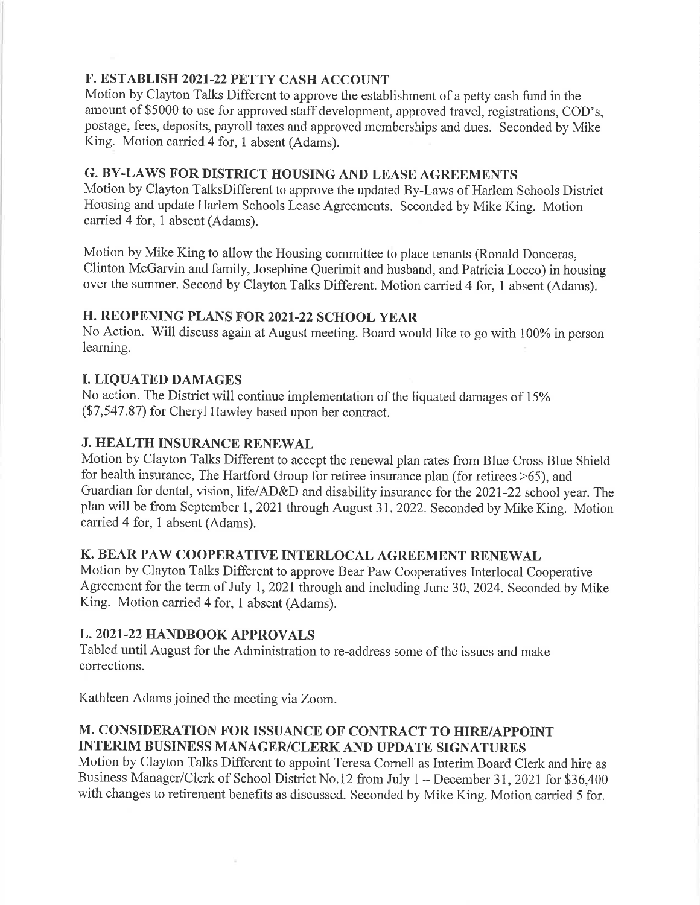## F. ESTABLISH 2021-22 PETTY CASH ACCOUNT

Motion by Clayton Talks Different to approve the establishment of a petty cash fund in the amount of $5000 to use for approved staff development, approved travel, registrations, COD's, postage, fees, deposits, payroll taxes and approved memberships and dues. Seconded by Mike King. Motion carried 4 for, 1 absent (Adams).

## G. BY-LAWS FOR DISTRICT HOUSING AND LEASE AGREEMENTS

Motion by Clayton TalksDifferent to approve the updated By-Laws of Harlem Schools District Housing and update Harlem Schools Lease Agreements. Seconded by Mike King. Motion carried 4 for, 1 absent (Adams).

Motion by Mike King to allow the Housing committee to place tenants (Ronald Donceras, Clinton McGarvin and family, Josephine Querimit and husband, and Patricia Loceo) in housing over the summer. Second by Clayton Talks Different. Motion carried 4 for, 1 absent (Adams).

## H. REOPENING PLANS FOR 2021-22 SCHOOL YEAR

No Action. Will discuss again at August meeting. Board would like to go with 100% in person learning.

## I. LIQUATED DAMAGES

No action. The District will continue implementation of the liquated damages of 15% ($7,547.87) for Cheryl Hawley based upon her contract.

## J. HEALTH INSURANCE RENEWAL

Motion by Clayton Talks Different to accept the renewal plan rates from Blue Cross Blue Shield for health insurance, The Hartford Group for retiree insurance plan (for retirees >65), and Guardian for dental, vision, life/AD&D and disability insurance for the 2021-22 school year. The plan will be from September 1, 2021 through August 31. 2022. Seconded by Mike King. Motion carried 4 for, 1 absent (Adams).

## K. BEAR PAW COOPERATIVE INTERLOCAL AGREEMENT RENEWAL

Motion by Clayton Talks Different to approve Bear Paw Cooperatives Interlocal Cooperative Agreement for the term of July 1, 2021 through and including June 30, 2024. Seconded by Mike King. Motion carried 4 for, 1 absent (Adams).

## L. 2021-22 HANDBOOK APPROVALS

Tabled until August for the Administration to re-address some of the issues and make corrections.

Kathleen Adams joined the meeting via Zoom.

## M. CONSIDERATION FOR ISSUANCE OF CONTRACT TO HIRE/APPOINT INTERIM BUSINESS MANAGER/CLERK AND UPDATE SIGNATURES

Motion by Clayton Talks Different to appoint Teresa Cornell as Interim Board Clerk and hire as Business Manager/Clerk of School District No.12 from July 1 – December 31, 2021 for $36,400 with changes to retirement benefits as discussed. Seconded by Mike King. Motion carried 5 for.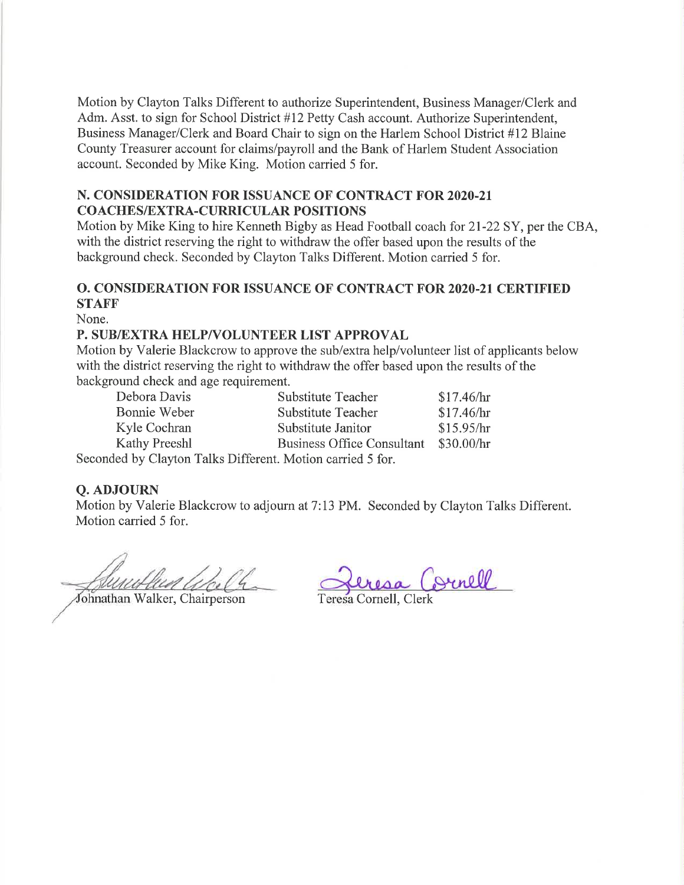Motion by Clayton Talks Different to authorize Superintendent, Business Manager/Clerk and Adm. Asst. to sign for School District #12 Petty Cash account. Authorize Superintendent, Business Manager/Clerk and Board Chair to sign on the Harlem School District #12 Blaine County Treasurer account for claims/payroll and the Bank of Harlem Student Association account. Seconded by Mike King. Motion carried 5 for.

**N. CONSIDERATION FOR ISSUANCE OF CONTRACT FOR 2020-21 COACHES/EXTRA-CURRICULAR POSITIONS**

Motion by Mike King to hire Kenneth Bigby as Head Football coach for 21-22 SY, per the CBA, with the district reserving the right to withdraw the offer based upon the results of the background check. Seconded by Clayton Talks Different. Motion carried 5 for.

**O. CONSIDERATION FOR ISSUANCE OF CONTRACT FOR 2020-21 CERTIFIED STAFF**

None.

**P. SUB/EXTRA HELP/VOLUNTEER LIST APPROVAL**

Motion by Valerie Blackcrow to approve the sub/extra help/volunteer list of applicants below with the district reserving the right to withdraw the offer based upon the results of the background check and age requirement.

| | | |
|---|---|---|
| Debora Davis | Substitute Teacher | $17.46/hr |
| Bonnie Weber | Substitute Teacher | $17.46/hr |
| Kyle Cochran | Substitute Janitor | $15.95/hr |
| Kathy Preeshl | Business Office Consultant | $30.00/hr |

Seconded by Clayton Talks Different. Motion carried 5 for.

**Q. ADJOURN**

Motion by Valerie Blackcrow to adjourn at 7:13 PM. Seconded by Clayton Talks Different. Motion carried 5 for.

Johnathan Walker, Chairperson

Teresa Cornell, Clerk